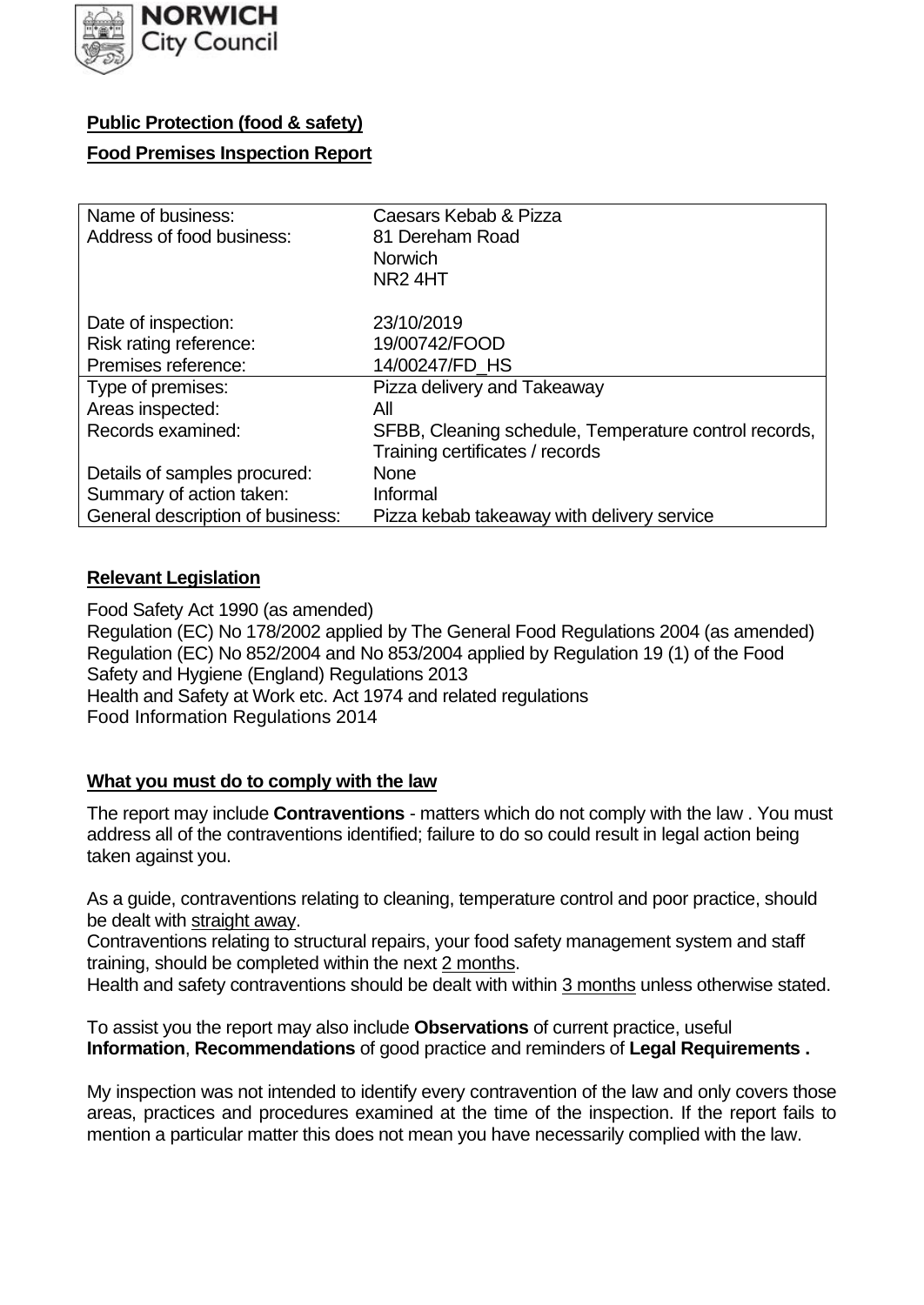**NORWICH City Council**

**Public Protection (food & safety)**

**Food Premises Inspection Report**

| | |
|---|---|
| Name of business: | Caesars Kebab & Pizza |
| Address of food business: | 81 Dereham Road<br>Norwich<br>NR2 4HT |
| Date of inspection: | 23/10/2019 |
| Risk rating reference: | 19/00742/FOOD |
| Premises reference: | 14/00247/FD_HS |
| Type of premises: | Pizza delivery and Takeaway |
| Areas inspected: | All |
| Records examined: | SFBB, Cleaning schedule, Temperature control records, Training certificates / records |
| Details of samples procured: | None |
| Summary of action taken: | Informal |
| General description of business: | Pizza kebab takeaway with delivery service |

**Relevant Legislation**

Food Safety Act 1990 (as amended)
Regulation (EC) No 178/2002 applied by The General Food Regulations 2004 (as amended)
Regulation (EC) No 852/2004 and No 853/2004 applied by Regulation 19 (1) of the Food Safety and Hygiene (England) Regulations 2013
Health and Safety at Work etc. Act 1974 and related regulations
Food Information Regulations 2014

**What you must do to comply with the law**

The report may include **Contraventions** - matters which do not comply with the law . You must address all of the contraventions identified; failure to do so could result in legal action being taken against you.

As a guide, contraventions relating to cleaning, temperature control and poor practice, should be dealt with straight away.
Contraventions relating to structural repairs, your food safety management system and staff training, should be completed within the next 2 months.
Health and safety contraventions should be dealt with within 3 months unless otherwise stated.

To assist you the report may also include **Observations** of current practice, useful **Information**, **Recommendations** of good practice and reminders of **Legal Requirements .**

My inspection was not intended to identify every contravention of the law and only covers those areas, practices and procedures examined at the time of the inspection. If the report fails to mention a particular matter this does not mean you have necessarily complied with the law.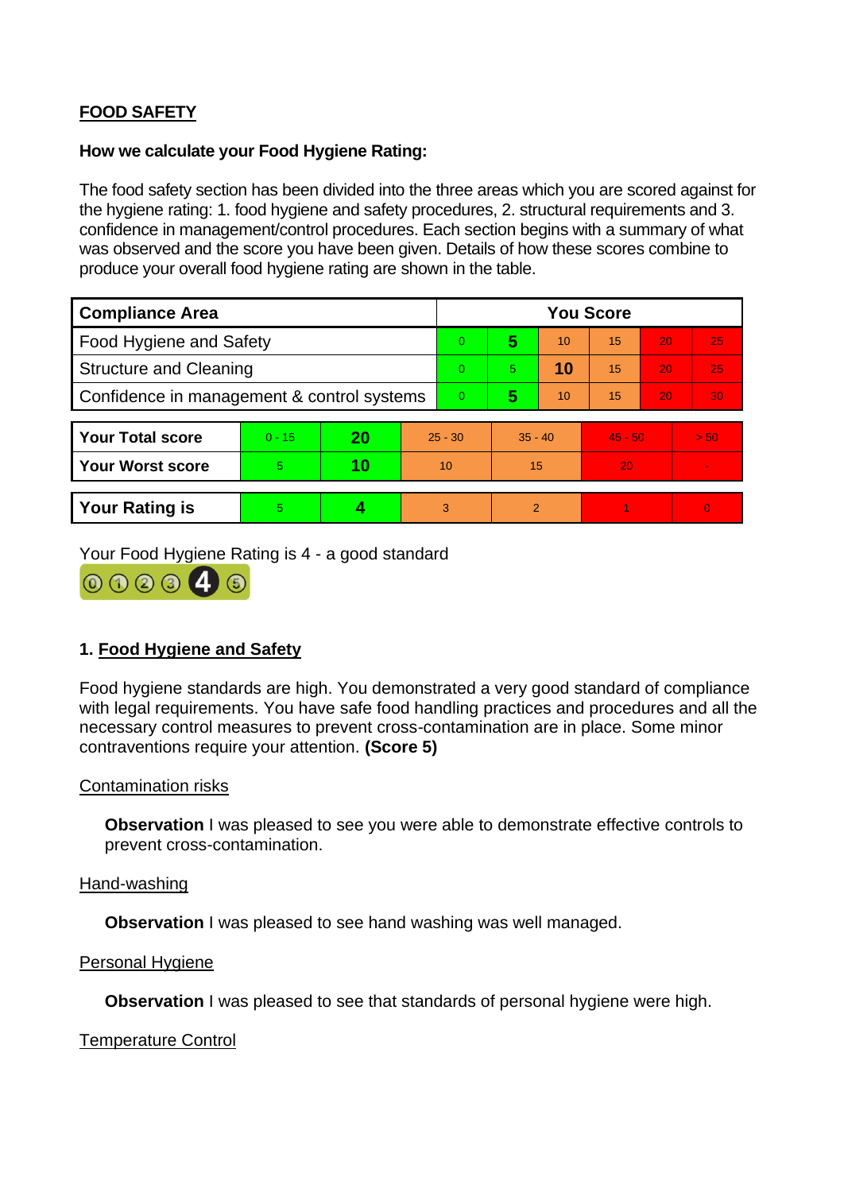## FOOD SAFETY

**How we calculate your Food Hygiene Rating:**

The food safety section has been divided into the three areas which you are scored against for the hygiene rating: 1. food hygiene and safety procedures, 2. structural requirements and 3. confidence in management/control procedures. Each section begins with a summary of what was observed and the score you have been given. Details of how these scores combine to produce your overall food hygiene rating are shown in the table.

| Compliance Area | You Score | | | | | |
|---|---|---|---|---|---|---|
| Food Hygiene and Safety | 0 | **5** | 10 | 15 | 20 | 25 |
| Structure and Cleaning | 0 | 5 | **10** | 15 | 20 | 25 |
| Confidence in management & control systems | 0 | **5** | 10 | 15 | 20 | 30 |

| | | | | | | |
|---|---|---|---|---|---|---|
| **Your Total score** | 0 - 15 | **20** | 25 - 30 | 35 - 40 | 45 - 50 | > 50 |
| **Your Worst score** | 5 | **10** | 10 | 15 | 20 | - |
| **Your Rating is** | 5 | **4** | 3 | 2 | 1 | 0 |

Your Food Hygiene Rating is 4 - a good standard

### 1. Food Hygiene and Safety

Food hygiene standards are high. You demonstrated a very good standard of compliance with legal requirements. You have safe food handling practices and procedures and all the necessary control measures to prevent cross-contamination are in place. Some minor contraventions require your attention. **(Score 5)**

Contamination risks

**Observation** I was pleased to see you were able to demonstrate effective controls to prevent cross-contamination.

Hand-washing

**Observation** I was pleased to see hand washing was well managed.

Personal Hygiene

**Observation** I was pleased to see that standards of personal hygiene were high.

Temperature Control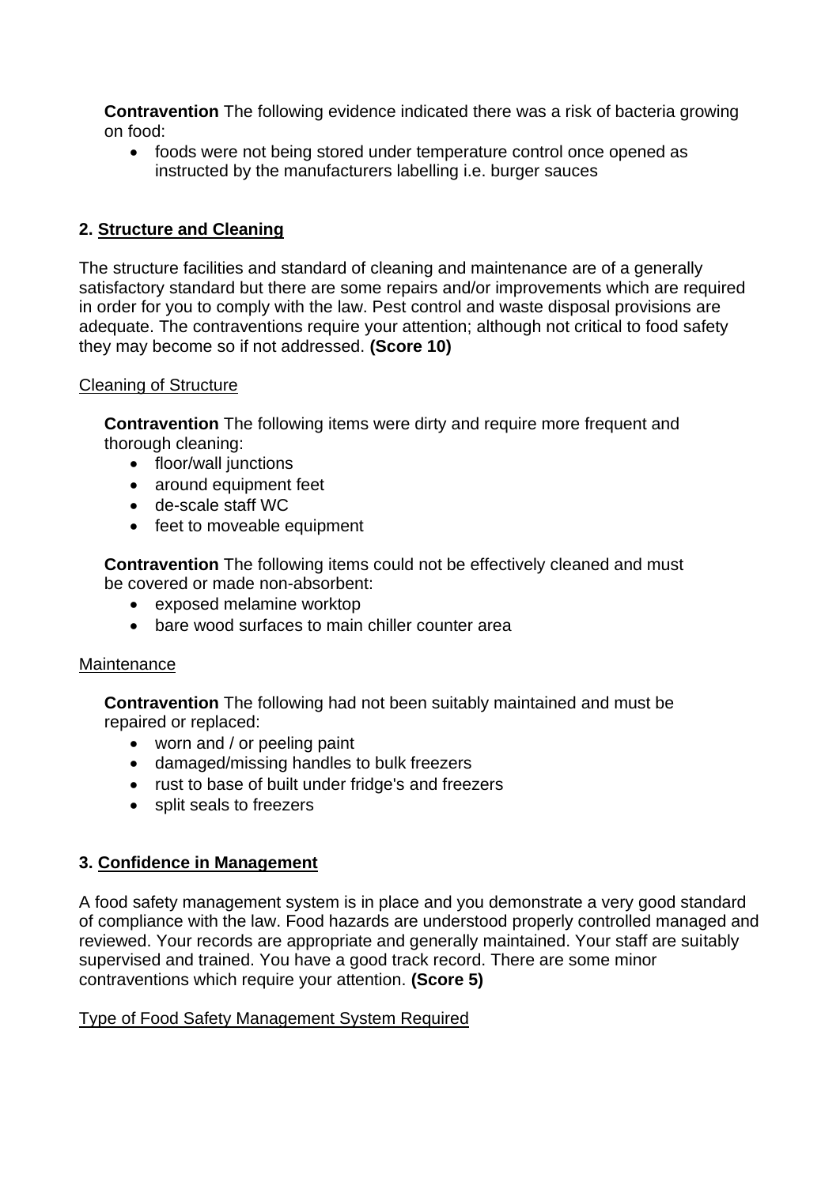**Contravention** The following evidence indicated there was a risk of bacteria growing on food:

- foods were not being stored under temperature control once opened as instructed by the manufacturers labelling i.e. burger sauces

## 2. Structure and Cleaning

The structure facilities and standard of cleaning and maintenance are of a generally satisfactory standard but there are some repairs and/or improvements which are required in order for you to comply with the law. Pest control and waste disposal provisions are adequate. The contraventions require your attention; although not critical to food safety they may become so if not addressed. **(Score 10)**

Cleaning of Structure

**Contravention** The following items were dirty and require more frequent and thorough cleaning:

- floor/wall junctions
- around equipment feet
- de-scale staff WC
- feet to moveable equipment

**Contravention** The following items could not be effectively cleaned and must be covered or made non-absorbent:

- exposed melamine worktop
- bare wood surfaces to main chiller counter area

Maintenance

**Contravention** The following had not been suitably maintained and must be repaired or replaced:

- worn and / or peeling paint
- damaged/missing handles to bulk freezers
- rust to base of built under fridge's and freezers
- split seals to freezers

## 3. Confidence in Management

A food safety management system is in place and you demonstrate a very good standard of compliance with the law. Food hazards are understood properly controlled managed and reviewed. Your records are appropriate and generally maintained. Your staff are suitably supervised and trained. You have a good track record. There are some minor contraventions which require your attention. **(Score 5)**

Type of Food Safety Management System Required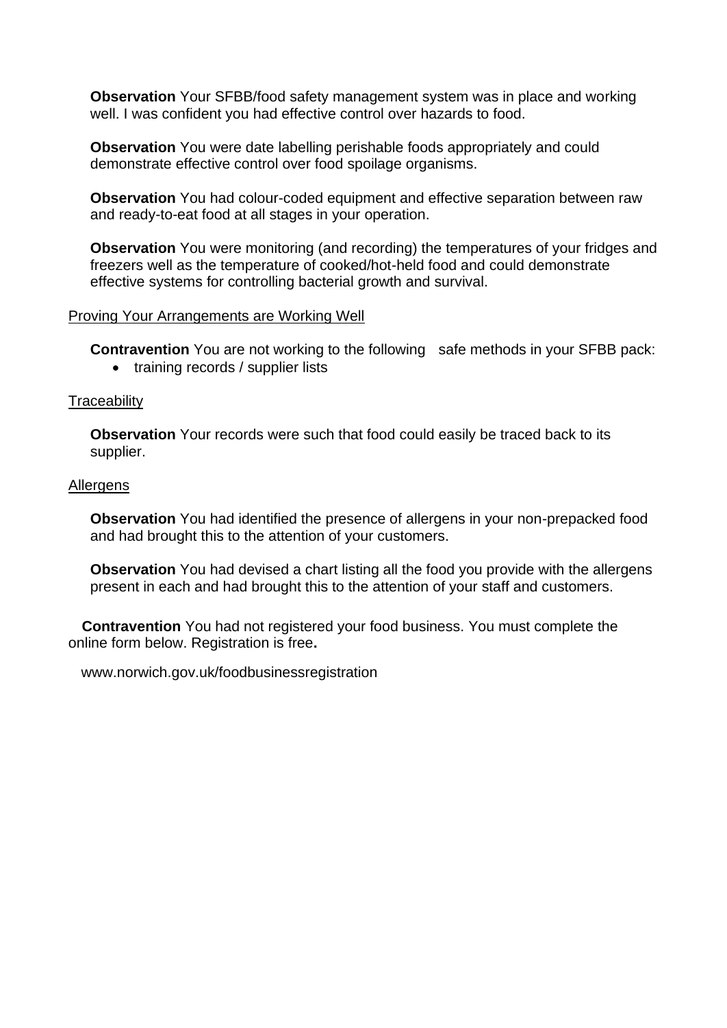**Observation** Your SFBB/food safety management system was in place and working well. I was confident you had effective control over hazards to food.

**Observation** You were date labelling perishable foods appropriately and could demonstrate effective control over food spoilage organisms.

**Observation** You had colour-coded equipment and effective separation between raw and ready-to-eat food at all stages in your operation.

**Observation** You were monitoring (and recording) the temperatures of your fridges and freezers well as the temperature of cooked/hot-held food and could demonstrate effective systems for controlling bacterial growth and survival.

<u>Proving Your Arrangements are Working Well</u>

**Contravention** You are not working to the following safe methods in your SFBB pack:

- training records / supplier lists

<u>Traceability</u>

**Observation** Your records were such that food could easily be traced back to its supplier.

<u>Allergens</u>

**Observation** You had identified the presence of allergens in your non-prepacked food and had brought this to the attention of your customers.

**Observation** You had devised a chart listing all the food you provide with the allergens present in each and had brought this to the attention of your staff and customers.

**Contravention** You had not registered your food business. You must complete the online form below. Registration is free**.**

www.norwich.gov.uk/foodbusinessregistration